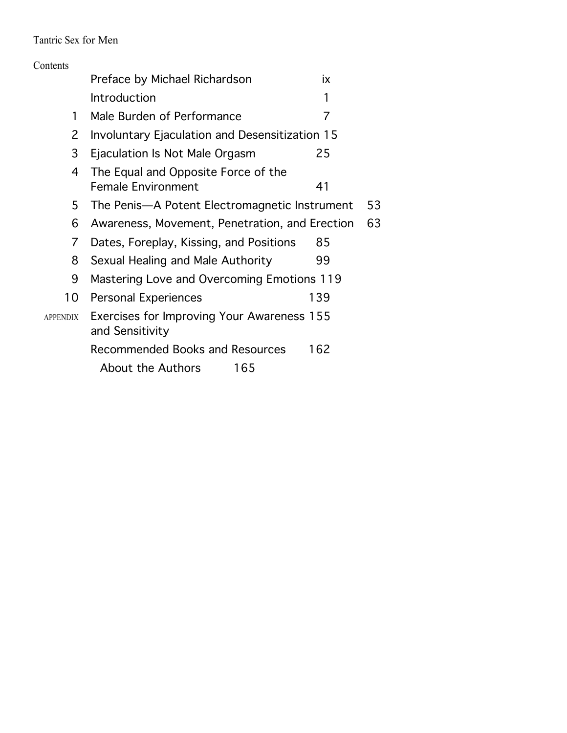Tantric Sex for Men

## Contents

| | | |
|---|---|---|
| | Preface by Michael Richardson | ix |
| | Introduction | 1 |
| 1 | Male Burden of Performance | 7 |
| 2 | Involuntary Ejaculation and Desensitization | 15 |
| 3 | Ejaculation Is Not Male Orgasm | 25 |
| 4 | The Equal and Opposite Force of the Female Environment | 41 |
| 5 | The Penis—A Potent Electromagnetic Instrument | 53 |
| 6 | Awareness, Movement, Penetration, and Erection | 63 |
| 7 | Dates, Foreplay, Kissing, and Positions | 85 |
| 8 | Sexual Healing and Male Authority | 99 |
| 9 | Mastering Love and Overcoming Emotions | 119 |
| 10 | Personal Experiences | 139 |
| APPENDIX | Exercises for Improving Your Awareness and Sensitivity | 155 |
| | Recommended Books and Resources | 162 |
| | About the Authors | 165 |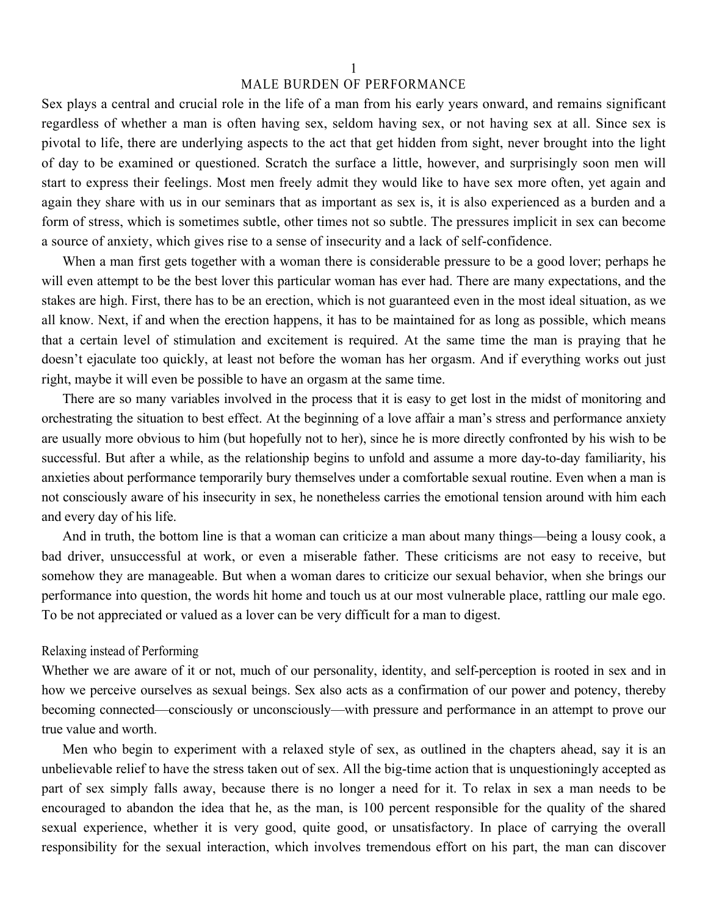# 1
# MALE BURDEN OF PERFORMANCE

Sex plays a central and crucial role in the life of a man from his early years onward, and remains significant regardless of whether a man is often having sex, seldom having sex, or not having sex at all. Since sex is pivotal to life, there are underlying aspects to the act that get hidden from sight, never brought into the light of day to be examined or questioned. Scratch the surface a little, however, and surprisingly soon men will start to express their feelings. Most men freely admit they would like to have sex more often, yet again and again they share with us in our seminars that as important as sex is, it is also experienced as a burden and a form of stress, which is sometimes subtle, other times not so subtle. The pressures implicit in sex can become a source of anxiety, which gives rise to a sense of insecurity and a lack of self-confidence.

When a man first gets together with a woman there is considerable pressure to be a good lover; perhaps he will even attempt to be the best lover this particular woman has ever had. There are many expectations, and the stakes are high. First, there has to be an erection, which is not guaranteed even in the most ideal situation, as we all know. Next, if and when the erection happens, it has to be maintained for as long as possible, which means that a certain level of stimulation and excitement is required. At the same time the man is praying that he doesn't ejaculate too quickly, at least not before the woman has her orgasm. And if everything works out just right, maybe it will even be possible to have an orgasm at the same time.

There are so many variables involved in the process that it is easy to get lost in the midst of monitoring and orchestrating the situation to best effect. At the beginning of a love affair a man's stress and performance anxiety are usually more obvious to him (but hopefully not to her), since he is more directly confronted by his wish to be successful. But after a while, as the relationship begins to unfold and assume a more day-to-day familiarity, his anxieties about performance temporarily bury themselves under a comfortable sexual routine. Even when a man is not consciously aware of his insecurity in sex, he nonetheless carries the emotional tension around with him each and every day of his life.

And in truth, the bottom line is that a woman can criticize a man about many things—being a lousy cook, a bad driver, unsuccessful at work, or even a miserable father. These criticisms are not easy to receive, but somehow they are manageable. But when a woman dares to criticize our sexual behavior, when she brings our performance into question, the words hit home and touch us at our most vulnerable place, rattling our male ego. To be not appreciated or valued as a lover can be very difficult for a man to digest.

## Relaxing instead of Performing

Whether we are aware of it or not, much of our personality, identity, and self-perception is rooted in sex and in how we perceive ourselves as sexual beings. Sex also acts as a confirmation of our power and potency, thereby becoming connected—consciously or unconsciously—with pressure and performance in an attempt to prove our true value and worth.

Men who begin to experiment with a relaxed style of sex, as outlined in the chapters ahead, say it is an unbelievable relief to have the stress taken out of sex. All the big-time action that is unquestioningly accepted as part of sex simply falls away, because there is no longer a need for it. To relax in sex a man needs to be encouraged to abandon the idea that he, as the man, is 100 percent responsible for the quality of the shared sexual experience, whether it is very good, quite good, or unsatisfactory. In place of carrying the overall responsibility for the sexual interaction, which involves tremendous effort on his part, the man can discover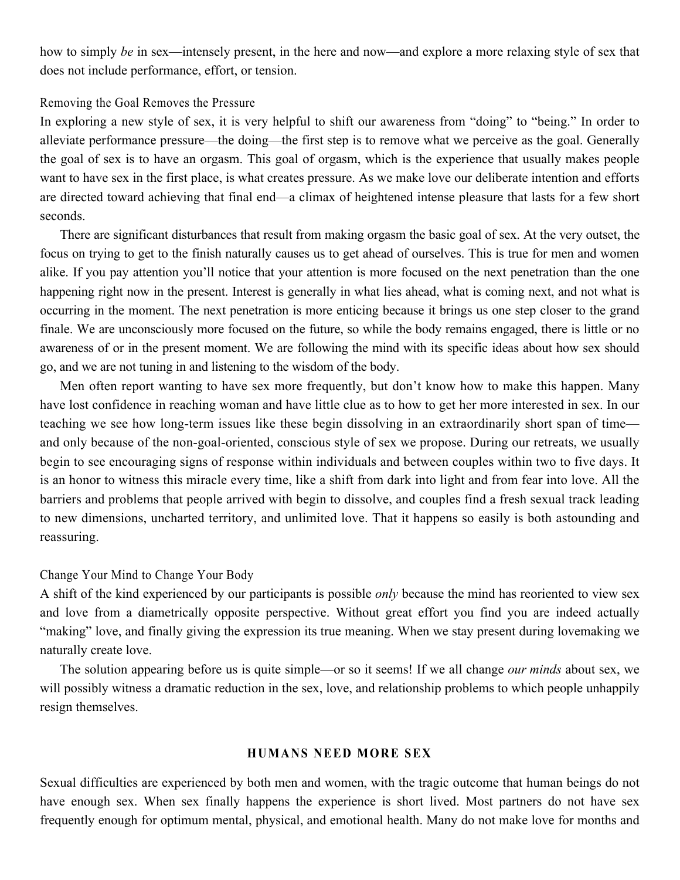how to simply *be* in sex—intensely present, in the here and now—and explore a more relaxing style of sex that does not include performance, effort, or tension.

### Removing the Goal Removes the Pressure

In exploring a new style of sex, it is very helpful to shift our awareness from "doing" to "being." In order to alleviate performance pressure—the doing—the first step is to remove what we perceive as the goal. Generally the goal of sex is to have an orgasm. This goal of orgasm, which is the experience that usually makes people want to have sex in the first place, is what creates pressure. As we make love our deliberate intention and efforts are directed toward achieving that final end—a climax of heightened intense pleasure that lasts for a few short seconds.

There are significant disturbances that result from making orgasm the basic goal of sex. At the very outset, the focus on trying to get to the finish naturally causes us to get ahead of ourselves. This is true for men and women alike. If you pay attention you'll notice that your attention is more focused on the next penetration than the one happening right now in the present. Interest is generally in what lies ahead, what is coming next, and not what is occurring in the moment. The next penetration is more enticing because it brings us one step closer to the grand finale. We are unconsciously more focused on the future, so while the body remains engaged, there is little or no awareness of or in the present moment. We are following the mind with its specific ideas about how sex should go, and we are not tuning in and listening to the wisdom of the body.

Men often report wanting to have sex more frequently, but don't know how to make this happen. Many have lost confidence in reaching woman and have little clue as to how to get her more interested in sex. In our teaching we see how long-term issues like these begin dissolving in an extraordinarily short span of time—and only because of the non-goal-oriented, conscious style of sex we propose. During our retreats, we usually begin to see encouraging signs of response within individuals and between couples within two to five days. It is an honor to witness this miracle every time, like a shift from dark into light and from fear into love. All the barriers and problems that people arrived with begin to dissolve, and couples find a fresh sexual track leading to new dimensions, uncharted territory, and unlimited love. That it happens so easily is both astounding and reassuring.

### Change Your Mind to Change Your Body

A shift of the kind experienced by our participants is possible *only* because the mind has reoriented to view sex and love from a diametrically opposite perspective. Without great effort you find you are indeed actually "making" love, and finally giving the expression its true meaning. When we stay present during lovemaking we naturally create love.

The solution appearing before us is quite simple—or so it seems! If we all change *our minds* about sex, we will possibly witness a dramatic reduction in the sex, love, and relationship problems to which people unhappily resign themselves.

## HUMANS NEED MORE SEX

Sexual difficulties are experienced by both men and women, with the tragic outcome that human beings do not have enough sex. When sex finally happens the experience is short lived. Most partners do not have sex frequently enough for optimum mental, physical, and emotional health. Many do not make love for months and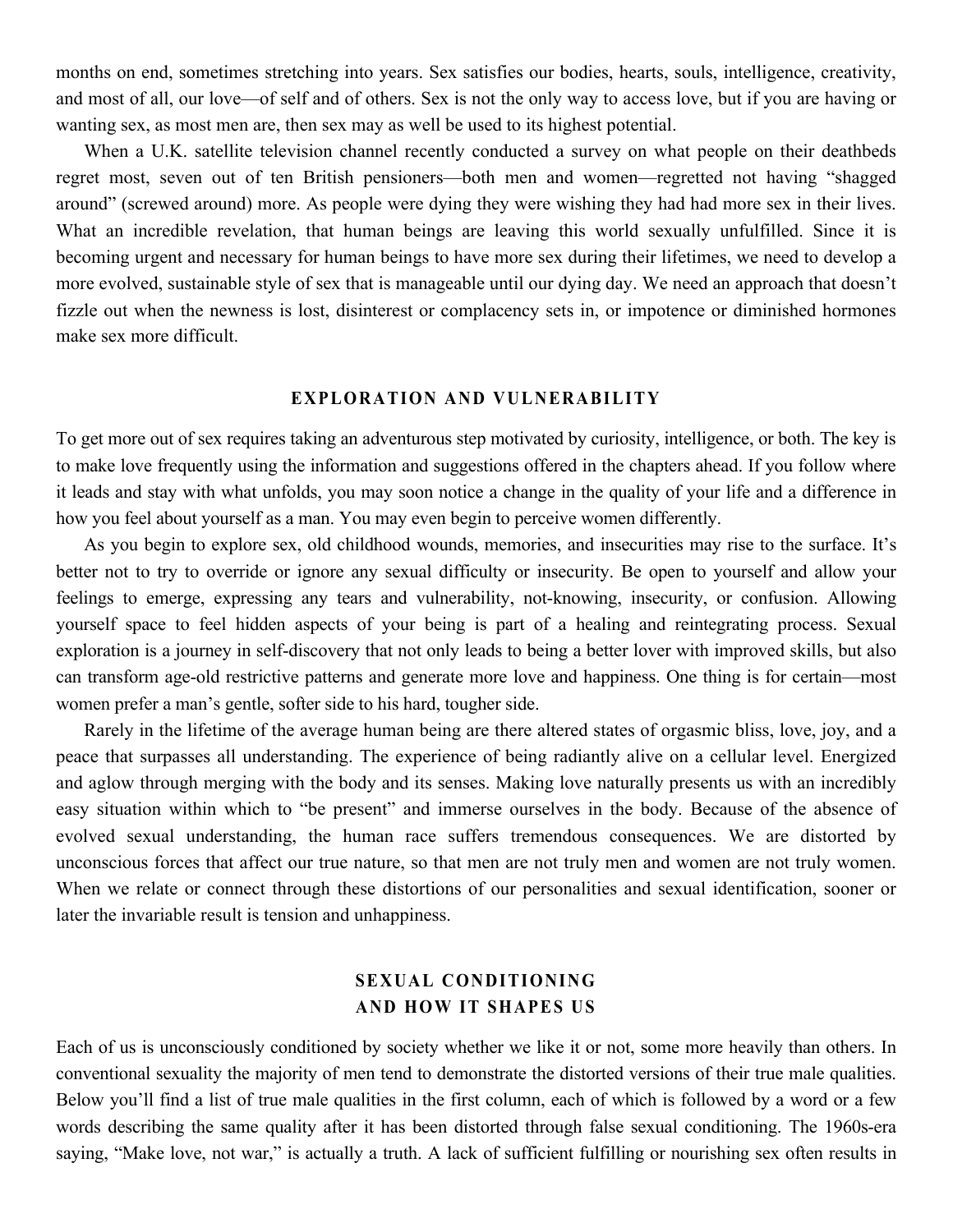months on end, sometimes stretching into years. Sex satisfies our bodies, hearts, souls, intelligence, creativity, and most of all, our love—of self and of others. Sex is not the only way to access love, but if you are having or wanting sex, as most men are, then sex may as well be used to its highest potential.

When a U.K. satellite television channel recently conducted a survey on what people on their deathbeds regret most, seven out of ten British pensioners—both men and women—regretted not having "shagged around" (screwed around) more. As people were dying they were wishing they had had more sex in their lives. What an incredible revelation, that human beings are leaving this world sexually unfulfilled. Since it is becoming urgent and necessary for human beings to have more sex during their lifetimes, we need to develop a more evolved, sustainable style of sex that is manageable until our dying day. We need an approach that doesn't fizzle out when the newness is lost, disinterest or complacency sets in, or impotence or diminished hormones make sex more difficult.

## EXPLORATION AND VULNERABILITY

To get more out of sex requires taking an adventurous step motivated by curiosity, intelligence, or both. The key is to make love frequently using the information and suggestions offered in the chapters ahead. If you follow where it leads and stay with what unfolds, you may soon notice a change in the quality of your life and a difference in how you feel about yourself as a man. You may even begin to perceive women differently.

As you begin to explore sex, old childhood wounds, memories, and insecurities may rise to the surface. It's better not to try to override or ignore any sexual difficulty or insecurity. Be open to yourself and allow your feelings to emerge, expressing any tears and vulnerability, not-knowing, insecurity, or confusion. Allowing yourself space to feel hidden aspects of your being is part of a healing and reintegrating process. Sexual exploration is a journey in self-discovery that not only leads to being a better lover with improved skills, but also can transform age-old restrictive patterns and generate more love and happiness. One thing is for certain—most women prefer a man's gentle, softer side to his hard, tougher side.

Rarely in the lifetime of the average human being are there altered states of orgasmic bliss, love, joy, and a peace that surpasses all understanding. The experience of being radiantly alive on a cellular level. Energized and aglow through merging with the body and its senses. Making love naturally presents us with an incredibly easy situation within which to "be present" and immerse ourselves in the body. Because of the absence of evolved sexual understanding, the human race suffers tremendous consequences. We are distorted by unconscious forces that affect our true nature, so that men are not truly men and women are not truly women. When we relate or connect through these distortions of our personalities and sexual identification, sooner or later the invariable result is tension and unhappiness.

## SEXUAL CONDITIONING AND HOW IT SHAPES US

Each of us is unconsciously conditioned by society whether we like it or not, some more heavily than others. In conventional sexuality the majority of men tend to demonstrate the distorted versions of their true male qualities. Below you'll find a list of true male qualities in the first column, each of which is followed by a word or a few words describing the same quality after it has been distorted through false sexual conditioning. The 1960s-era saying, "Make love, not war," is actually a truth. A lack of sufficient fulfilling or nourishing sex often results in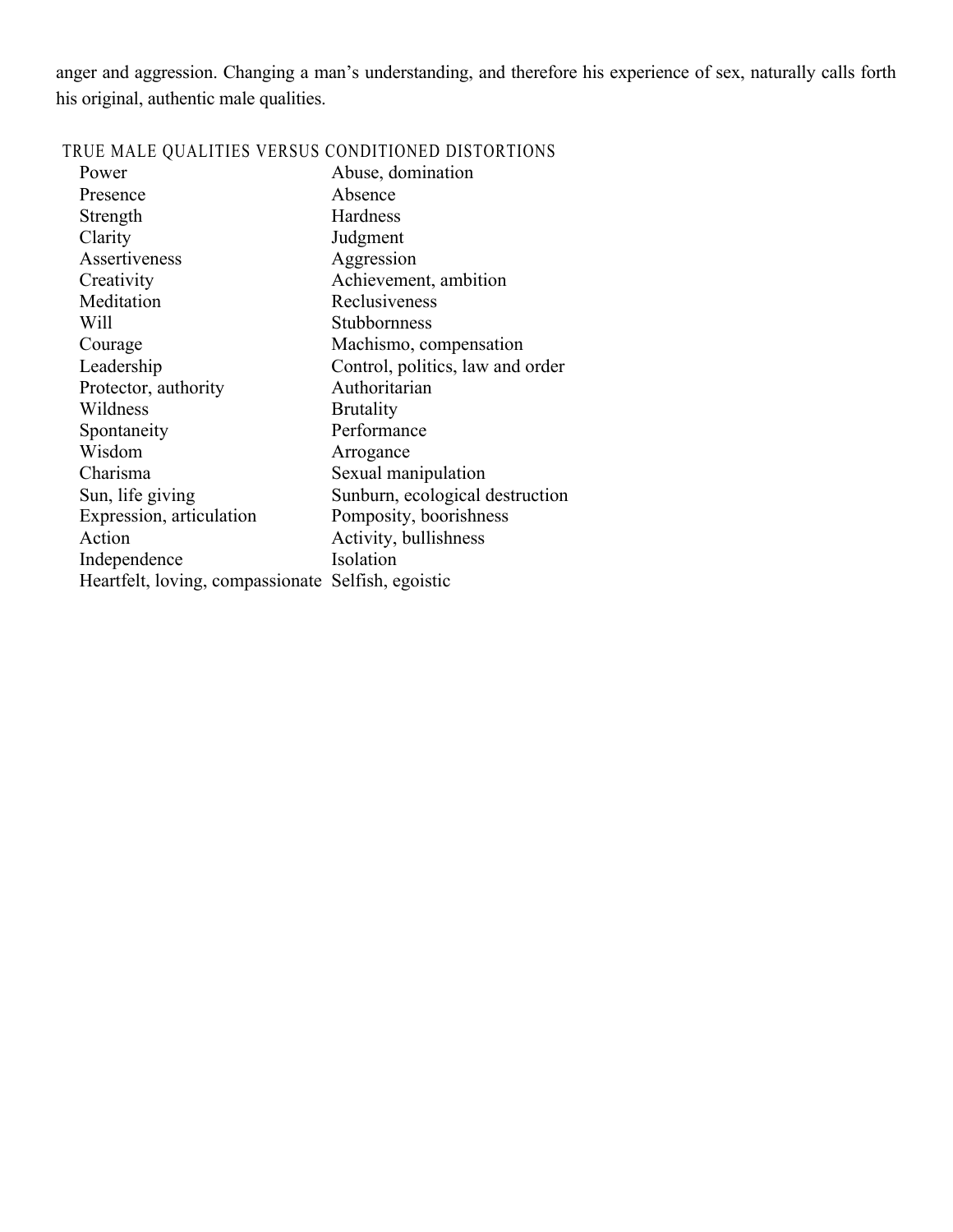anger and aggression. Changing a man's understanding, and therefore his experience of sex, naturally calls forth his original, authentic male qualities.

| TRUE MALE QUALITIES | VERSUS CONDITIONED DISTORTIONS |
| --- | --- |
| Power | Abuse, domination |
| Presence | Absence |
| Strength | Hardness |
| Clarity | Judgment |
| Assertiveness | Aggression |
| Creativity | Achievement, ambition |
| Meditation | Reclusiveness |
| Will | Stubbornness |
| Courage | Machismo, compensation |
| Leadership | Control, politics, law and order |
| Protector, authority | Authoritarian |
| Wildness | Brutality |
| Spontaneity | Performance |
| Wisdom | Arrogance |
| Charisma | Sexual manipulation |
| Sun, life giving | Sunburn, ecological destruction |
| Expression, articulation | Pomposity, boorishness |
| Action | Activity, bullishness |
| Independence | Isolation |
| Heartfelt, loving, compassionate | Selfish, egoistic |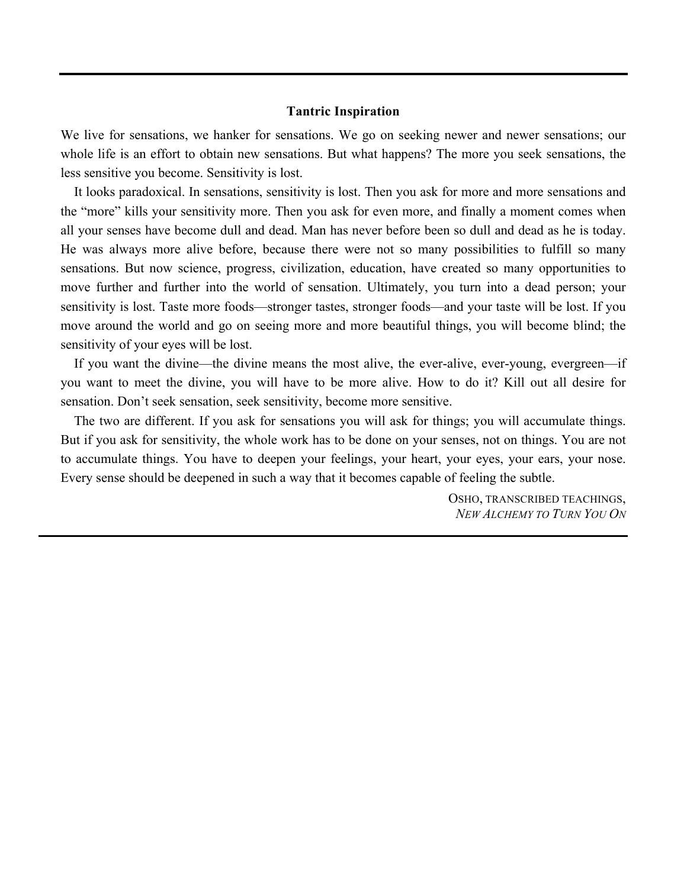**Tantric Inspiration**

We live for sensations, we hanker for sensations. We go on seeking newer and newer sensations; our whole life is an effort to obtain new sensations. But what happens? The more you seek sensations, the less sensitive you become. Sensitivity is lost.

It looks paradoxical. In sensations, sensitivity is lost. Then you ask for more and more sensations and the "more" kills your sensitivity more. Then you ask for even more, and finally a moment comes when all your senses have become dull and dead. Man has never before been so dull and dead as he is today. He was always more alive before, because there were not so many possibilities to fulfill so many sensations. But now science, progress, civilization, education, have created so many opportunities to move further and further into the world of sensation. Ultimately, you turn into a dead person; your sensitivity is lost. Taste more foods—stronger tastes, stronger foods—and your taste will be lost. If you move around the world and go on seeing more and more beautiful things, you will become blind; the sensitivity of your eyes will be lost.

If you want the divine—the divine means the most alive, the ever-alive, ever-young, evergreen—if you want to meet the divine, you will have to be more alive. How to do it? Kill out all desire for sensation. Don't seek sensation, seek sensitivity, become more sensitive.

The two are different. If you ask for sensations you will ask for things; you will accumulate things. But if you ask for sensitivity, the whole work has to be done on your senses, not on things. You are not to accumulate things. You have to deepen your feelings, your heart, your eyes, your ears, your nose. Every sense should be deepened in such a way that it becomes capable of feeling the subtle.

OSHO, TRANSCRIBED TEACHINGS,
*NEW ALCHEMY TO TURN YOU ON*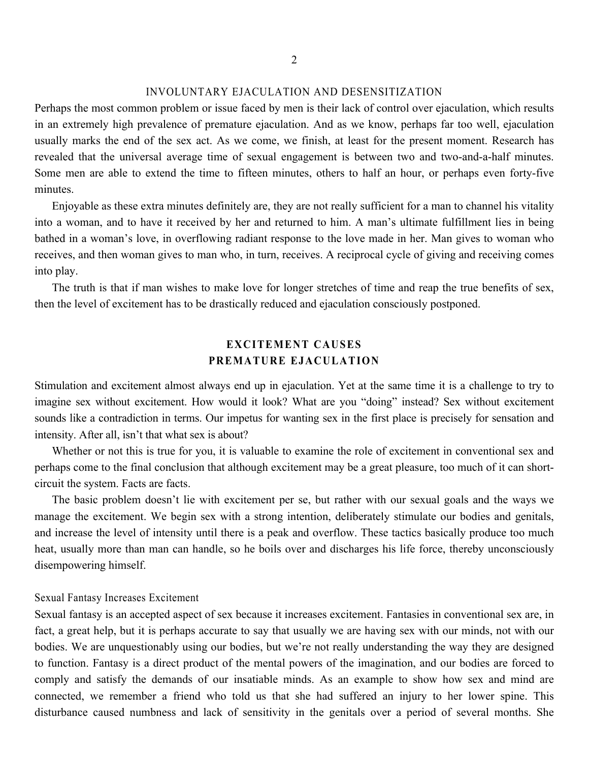## INVOLUNTARY EJACULATION AND DESENSITIZATION

Perhaps the most common problem or issue faced by men is their lack of control over ejaculation, which results in an extremely high prevalence of premature ejaculation. And as we know, perhaps far too well, ejaculation usually marks the end of the sex act. As we come, we finish, at least for the present moment. Research has revealed that the universal average time of sexual engagement is between two and two-and-a-half minutes. Some men are able to extend the time to fifteen minutes, others to half an hour, or perhaps even forty-five minutes.

Enjoyable as these extra minutes definitely are, they are not really sufficient for a man to channel his vitality into a woman, and to have it received by her and returned to him. A man's ultimate fulfillment lies in being bathed in a woman's love, in overflowing radiant response to the love made in her. Man gives to woman who receives, and then woman gives to man who, in turn, receives. A reciprocal cycle of giving and receiving comes into play.

The truth is that if man wishes to make love for longer stretches of time and reap the true benefits of sex, then the level of excitement has to be drastically reduced and ejaculation consciously postponed.

### EXCITEMENT CAUSES PREMATURE EJACULATION

Stimulation and excitement almost always end up in ejaculation. Yet at the same time it is a challenge to try to imagine sex without excitement. How would it look? What are you "doing" instead? Sex without excitement sounds like a contradiction in terms. Our impetus for wanting sex in the first place is precisely for sensation and intensity. After all, isn't that what sex is about?

Whether or not this is true for you, it is valuable to examine the role of excitement in conventional sex and perhaps come to the final conclusion that although excitement may be a great pleasure, too much of it can short-circuit the system. Facts are facts.

The basic problem doesn't lie with excitement per se, but rather with our sexual goals and the ways we manage the excitement. We begin sex with a strong intention, deliberately stimulate our bodies and genitals, and increase the level of intensity until there is a peak and overflow. These tactics basically produce too much heat, usually more than man can handle, so he boils over and discharges his life force, thereby unconsciously disempowering himself.

#### Sexual Fantasy Increases Excitement

Sexual fantasy is an accepted aspect of sex because it increases excitement. Fantasies in conventional sex are, in fact, a great help, but it is perhaps accurate to say that usually we are having sex with our minds, not with our bodies. We are unquestionably using our bodies, but we're not really understanding the way they are designed to function. Fantasy is a direct product of the mental powers of the imagination, and our bodies are forced to comply and satisfy the demands of our insatiable minds. As an example to show how sex and mind are connected, we remember a friend who told us that she had suffered an injury to her lower spine. This disturbance caused numbness and lack of sensitivity in the genitals over a period of several months. She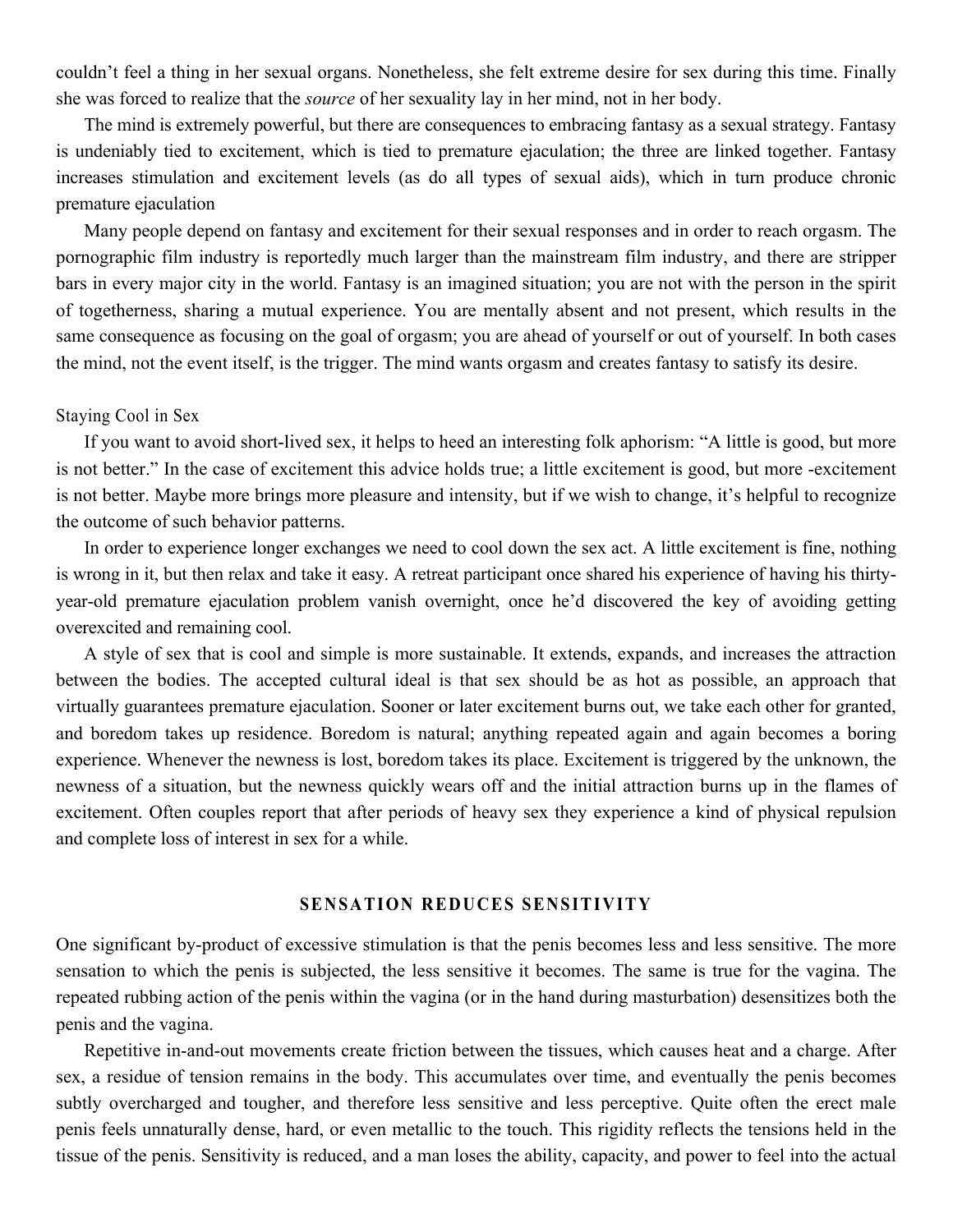couldn't feel a thing in her sexual organs. Nonetheless, she felt extreme desire for sex during this time. Finally she was forced to realize that the *source* of her sexuality lay in her mind, not in her body.

The mind is extremely powerful, but there are consequences to embracing fantasy as a sexual strategy. Fantasy is undeniably tied to excitement, which is tied to premature ejaculation; the three are linked together. Fantasy increases stimulation and excitement levels (as do all types of sexual aids), which in turn produce chronic premature ejaculation

Many people depend on fantasy and excitement for their sexual responses and in order to reach orgasm. The pornographic film industry is reportedly much larger than the mainstream film industry, and there are stripper bars in every major city in the world. Fantasy is an imagined situation; you are not with the person in the spirit of togetherness, sharing a mutual experience. You are mentally absent and not present, which results in the same consequence as focusing on the goal of orgasm; you are ahead of yourself or out of yourself. In both cases the mind, not the event itself, is the trigger. The mind wants orgasm and creates fantasy to satisfy its desire.

### Staying Cool in Sex

If you want to avoid short-lived sex, it helps to heed an interesting folk aphorism: "A little is good, but more is not better." In the case of excitement this advice holds true; a little excitement is good, but more -excitement is not better. Maybe more brings more pleasure and intensity, but if we wish to change, it's helpful to recognize the outcome of such behavior patterns.

In order to experience longer exchanges we need to cool down the sex act. A little excitement is fine, nothing is wrong in it, but then relax and take it easy. A retreat participant once shared his experience of having his thirty-year-old premature ejaculation problem vanish overnight, once he'd discovered the key of avoiding getting overexcited and remaining cool.

A style of sex that is cool and simple is more sustainable. It extends, expands, and increases the attraction between the bodies. The accepted cultural ideal is that sex should be as hot as possible, an approach that virtually guarantees premature ejaculation. Sooner or later excitement burns out, we take each other for granted, and boredom takes up residence. Boredom is natural; anything repeated again and again becomes a boring experience. Whenever the newness is lost, boredom takes its place. Excitement is triggered by the unknown, the newness of a situation, but the newness quickly wears off and the initial attraction burns up in the flames of excitement. Often couples report that after periods of heavy sex they experience a kind of physical repulsion and complete loss of interest in sex for a while.

## SENSATION REDUCES SENSITIVITY

One significant by-product of excessive stimulation is that the penis becomes less and less sensitive. The more sensation to which the penis is subjected, the less sensitive it becomes. The same is true for the vagina. The repeated rubbing action of the penis within the vagina (or in the hand during masturbation) desensitizes both the penis and the vagina.

Repetitive in-and-out movements create friction between the tissues, which causes heat and a charge. After sex, a residue of tension remains in the body. This accumulates over time, and eventually the penis becomes subtly overcharged and tougher, and therefore less sensitive and less perceptive. Quite often the erect male penis feels unnaturally dense, hard, or even metallic to the touch. This rigidity reflects the tensions held in the tissue of the penis. Sensitivity is reduced, and a man loses the ability, capacity, and power to feel into the actual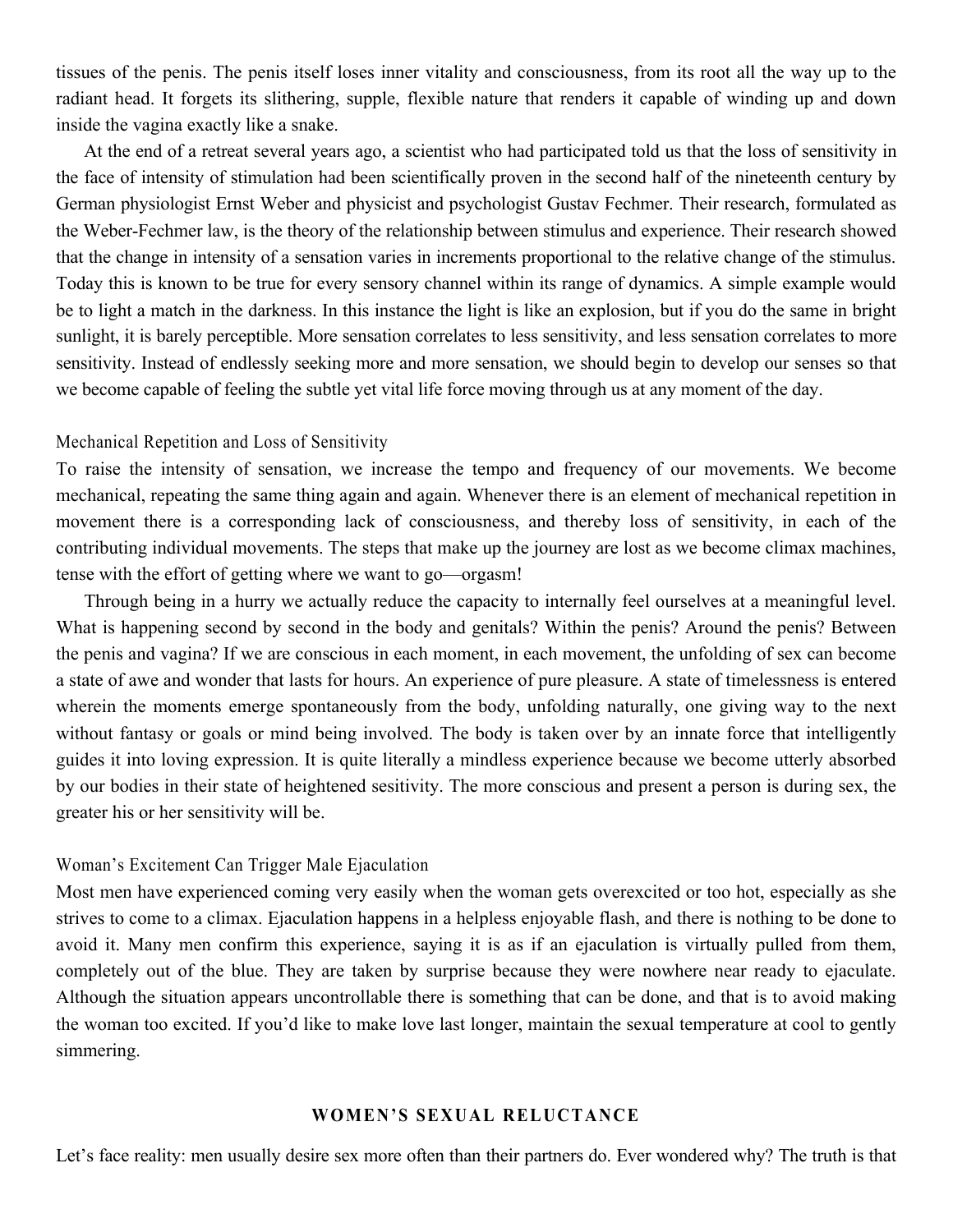tissues of the penis. The penis itself loses inner vitality and consciousness, from its root all the way up to the radiant head. It forgets its slithering, supple, flexible nature that renders it capable of winding up and down inside the vagina exactly like a snake.

At the end of a retreat several years ago, a scientist who had participated told us that the loss of sensitivity in the face of intensity of stimulation had been scientifically proven in the second half of the nineteenth century by German physiologist Ernst Weber and physicist and psychologist Gustav Fechmer. Their research, formulated as the Weber-Fechmer law, is the theory of the relationship between stimulus and experience. Their research showed that the change in intensity of a sensation varies in increments proportional to the relative change of the stimulus. Today this is known to be true for every sensory channel within its range of dynamics. A simple example would be to light a match in the darkness. In this instance the light is like an explosion, but if you do the same in bright sunlight, it is barely perceptible. More sensation correlates to less sensitivity, and less sensation correlates to more sensitivity. Instead of endlessly seeking more and more sensation, we should begin to develop our senses so that we become capable of feeling the subtle yet vital life force moving through us at any moment of the day.

### Mechanical Repetition and Loss of Sensitivity

To raise the intensity of sensation, we increase the tempo and frequency of our movements. We become mechanical, repeating the same thing again and again. Whenever there is an element of mechanical repetition in movement there is a corresponding lack of consciousness, and thereby loss of sensitivity, in each of the contributing individual movements. The steps that make up the journey are lost as we become climax machines, tense with the effort of getting where we want to go—orgasm!

Through being in a hurry we actually reduce the capacity to internally feel ourselves at a meaningful level. What is happening second by second in the body and genitals? Within the penis? Around the penis? Between the penis and vagina? If we are conscious in each moment, in each movement, the unfolding of sex can become a state of awe and wonder that lasts for hours. An experience of pure pleasure. A state of timelessness is entered wherein the moments emerge spontaneously from the body, unfolding naturally, one giving way to the next without fantasy or goals or mind being involved. The body is taken over by an innate force that intelligently guides it into loving expression. It is quite literally a mindless experience because we become utterly absorbed by our bodies in their state of heightened sesitivity. The more conscious and present a person is during sex, the greater his or her sensitivity will be.

### Woman's Excitement Can Trigger Male Ejaculation

Most men have experienced coming very easily when the woman gets overexcited or too hot, especially as she strives to come to a climax. Ejaculation happens in a helpless enjoyable flash, and there is nothing to be done to avoid it. Many men confirm this experience, saying it is as if an ejaculation is virtually pulled from them, completely out of the blue. They are taken by surprise because they were nowhere near ready to ejaculate. Although the situation appears uncontrollable there is something that can be done, and that is to avoid making the woman too excited. If you'd like to make love last longer, maintain the sexual temperature at cool to gently simmering.

## WOMEN'S SEXUAL RELUCTANCE

Let's face reality: men usually desire sex more often than their partners do. Ever wondered why? The truth is that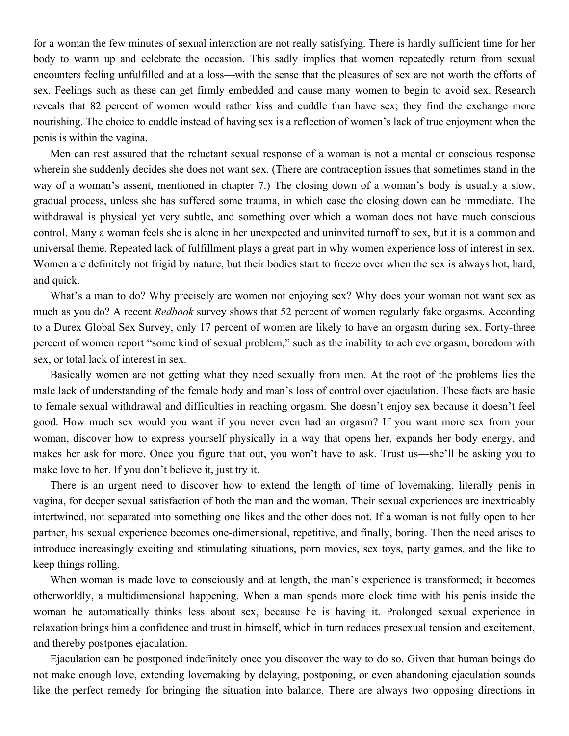for a woman the few minutes of sexual interaction are not really satisfying. There is hardly sufficient time for her body to warm up and celebrate the occasion. This sadly implies that women repeatedly return from sexual encounters feeling unfulfilled and at a loss—with the sense that the pleasures of sex are not worth the efforts of sex. Feelings such as these can get firmly embedded and cause many women to begin to avoid sex. Research reveals that 82 percent of women would rather kiss and cuddle than have sex; they find the exchange more nourishing. The choice to cuddle instead of having sex is a reflection of women's lack of true enjoyment when the penis is within the vagina.

Men can rest assured that the reluctant sexual response of a woman is not a mental or conscious response wherein she suddenly decides she does not want sex. (There are contraception issues that sometimes stand in the way of a woman's assent, mentioned in chapter 7.) The closing down of a woman's body is usually a slow, gradual process, unless she has suffered some trauma, in which case the closing down can be immediate. The withdrawal is physical yet very subtle, and something over which a woman does not have much conscious control. Many a woman feels she is alone in her unexpected and uninvited turnoff to sex, but it is a common and universal theme. Repeated lack of fulfillment plays a great part in why women experience loss of interest in sex. Women are definitely not frigid by nature, but their bodies start to freeze over when the sex is always hot, hard, and quick.

What's a man to do? Why precisely are women not enjoying sex? Why does your woman not want sex as much as you do? A recent *Redbook* survey shows that 52 percent of women regularly fake orgasms. According to a Durex Global Sex Survey, only 17 percent of women are likely to have an orgasm during sex. Forty-three percent of women report "some kind of sexual problem," such as the inability to achieve orgasm, boredom with sex, or total lack of interest in sex.

Basically women are not getting what they need sexually from men. At the root of the problems lies the male lack of understanding of the female body and man's loss of control over ejaculation. These facts are basic to female sexual withdrawal and difficulties in reaching orgasm. She doesn't enjoy sex because it doesn't feel good. How much sex would you want if you never even had an orgasm? If you want more sex from your woman, discover how to express yourself physically in a way that opens her, expands her body energy, and makes her ask for more. Once you figure that out, you won't have to ask. Trust us—she'll be asking you to make love to her. If you don't believe it, just try it.

There is an urgent need to discover how to extend the length of time of lovemaking, literally penis in vagina, for deeper sexual satisfaction of both the man and the woman. Their sexual experiences are inextricably intertwined, not separated into something one likes and the other does not. If a woman is not fully open to her partner, his sexual experience becomes one-dimensional, repetitive, and finally, boring. Then the need arises to introduce increasingly exciting and stimulating situations, porn movies, sex toys, party games, and the like to keep things rolling.

When woman is made love to consciously and at length, the man's experience is transformed; it becomes otherworldly, a multidimensional happening. When a man spends more clock time with his penis inside the woman he automatically thinks less about sex, because he is having it. Prolonged sexual experience in relaxation brings him a confidence and trust in himself, which in turn reduces presexual tension and excitement, and thereby postpones ejaculation.

Ejaculation can be postponed indefinitely once you discover the way to do so. Given that human beings do not make enough love, extending lovemaking by delaying, postponing, or even abandoning ejaculation sounds like the perfect remedy for bringing the situation into balance. There are always two opposing directions in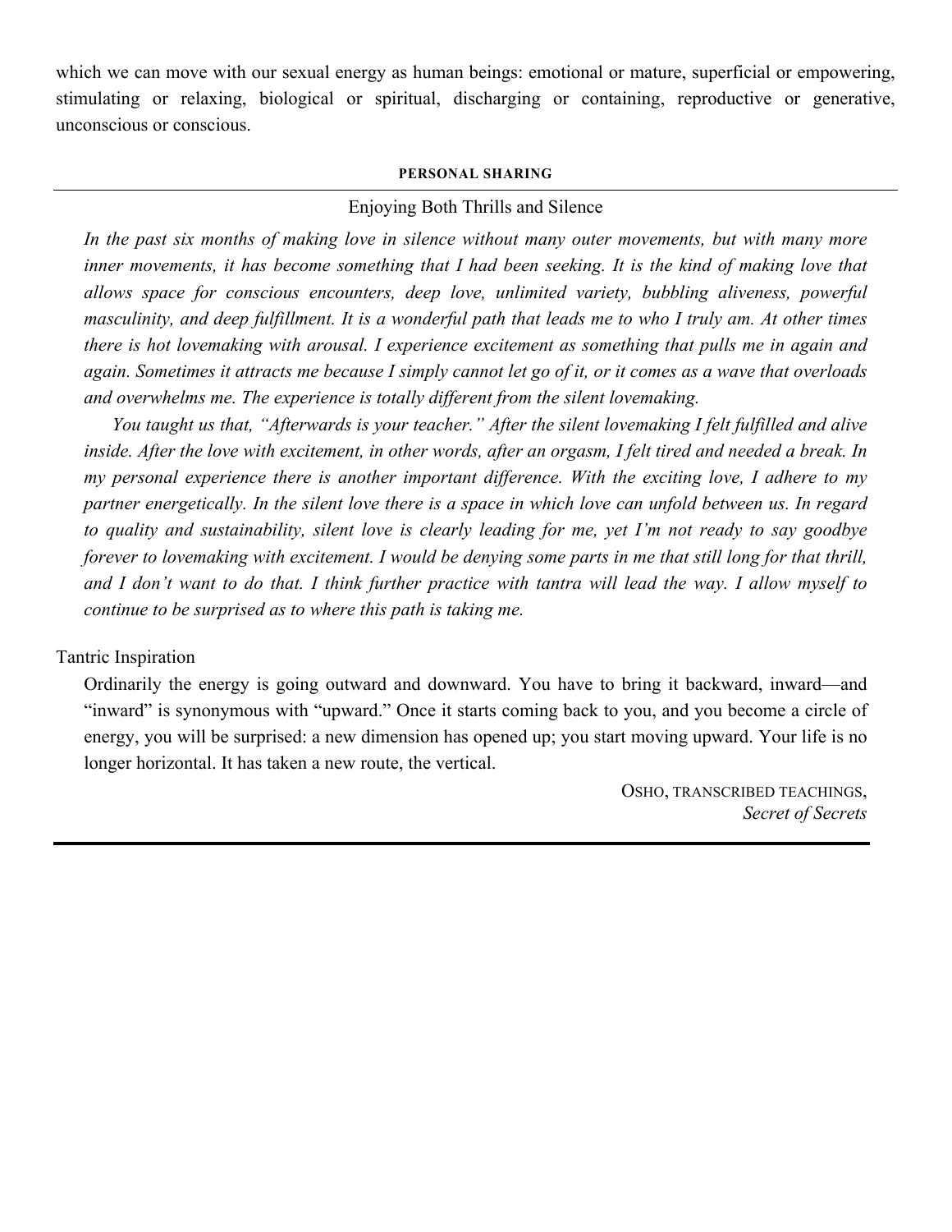which we can move with our sexual energy as human beings: emotional or mature, superficial or empowering, stimulating or relaxing, biological or spiritual, discharging or containing, reproductive or generative, unconscious or conscious.

---

**PERSONAL SHARING**

Enjoying Both Thrills and Silence

*In the past six months of making love in silence without many outer movements, but with many more inner movements, it has become something that I had been seeking. It is the kind of making love that allows space for conscious encounters, deep love, unlimited variety, bubbling aliveness, powerful masculinity, and deep fulfillment. It is a wonderful path that leads me to who I truly am. At other times there is hot lovemaking with arousal. I experience excitement as something that pulls me in again and again. Sometimes it attracts me because I simply cannot let go of it, or it comes as a wave that overloads and overwhelms me. The experience is totally different from the silent lovemaking.*

*You taught us that, "Afterwards is your teacher." After the silent lovemaking I felt fulfilled and alive inside. After the love with excitement, in other words, after an orgasm, I felt tired and needed a break. In my personal experience there is another important difference. With the exciting love, I adhere to my partner energetically. In the silent love there is a space in which love can unfold between us. In regard to quality and sustainability, silent love is clearly leading for me, yet I'm not ready to say goodbye forever to lovemaking with excitement. I would be denying some parts in me that still long for that thrill, and I don't want to do that. I think further practice with tantra will lead the way. I allow myself to continue to be surprised as to where this path is taking me.*

Tantric Inspiration

Ordinarily the energy is going outward and downward. You have to bring it backward, inward—and "inward" is synonymous with "upward." Once it starts coming back to you, and you become a circle of energy, you will be surprised: a new dimension has opened up; you start moving upward. Your life is no longer horizontal. It has taken a new route, the vertical.

OSHO, TRANSCRIBED TEACHINGS,
*Secret of Secrets*

---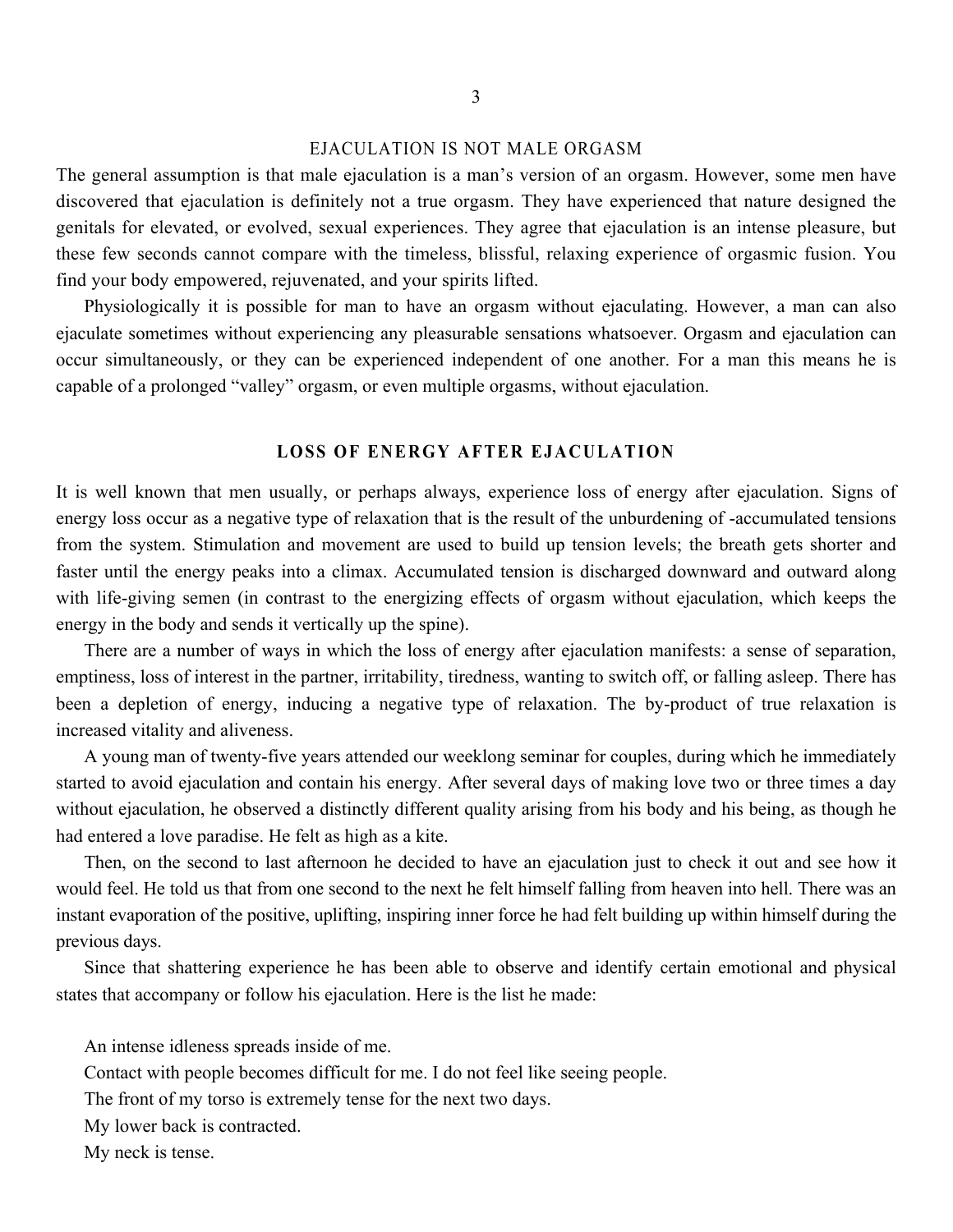## EJACULATION IS NOT MALE ORGASM

The general assumption is that male ejaculation is a man's version of an orgasm. However, some men have discovered that ejaculation is definitely not a true orgasm. They have experienced that nature designed the genitals for elevated, or evolved, sexual experiences. They agree that ejaculation is an intense pleasure, but these few seconds cannot compare with the timeless, blissful, relaxing experience of orgasmic fusion. You find your body empowered, rejuvenated, and your spirits lifted.

Physiologically it is possible for man to have an orgasm without ejaculating. However, a man can also ejaculate sometimes without experiencing any pleasurable sensations whatsoever. Orgasm and ejaculation can occur simultaneously, or they can be experienced independent of one another. For a man this means he is capable of a prolonged "valley" orgasm, or even multiple orgasms, without ejaculation.

## LOSS OF ENERGY AFTER EJACULATION

It is well known that men usually, or perhaps always, experience loss of energy after ejaculation. Signs of energy loss occur as a negative type of relaxation that is the result of the unburdening of -accumulated tensions from the system. Stimulation and movement are used to build up tension levels; the breath gets shorter and faster until the energy peaks into a climax. Accumulated tension is discharged downward and outward along with life-giving semen (in contrast to the energizing effects of orgasm without ejaculation, which keeps the energy in the body and sends it vertically up the spine).

There are a number of ways in which the loss of energy after ejaculation manifests: a sense of separation, emptiness, loss of interest in the partner, irritability, tiredness, wanting to switch off, or falling asleep. There has been a depletion of energy, inducing a negative type of relaxation. The by-product of true relaxation is increased vitality and aliveness.

A young man of twenty-five years attended our weeklong seminar for couples, during which he immediately started to avoid ejaculation and contain his energy. After several days of making love two or three times a day without ejaculation, he observed a distinctly different quality arising from his body and his being, as though he had entered a love paradise. He felt as high as a kite.

Then, on the second to last afternoon he decided to have an ejaculation just to check it out and see how it would feel. He told us that from one second to the next he felt himself falling from heaven into hell. There was an instant evaporation of the positive, uplifting, inspiring inner force he had felt building up within himself during the previous days.

Since that shattering experience he has been able to observe and identify certain emotional and physical states that accompany or follow his ejaculation. Here is the list he made:

An intense idleness spreads inside of me.  
Contact with people becomes difficult for me. I do not feel like seeing people.  
The front of my torso is extremely tense for the next two days.  
My lower back is contracted.  
My neck is tense.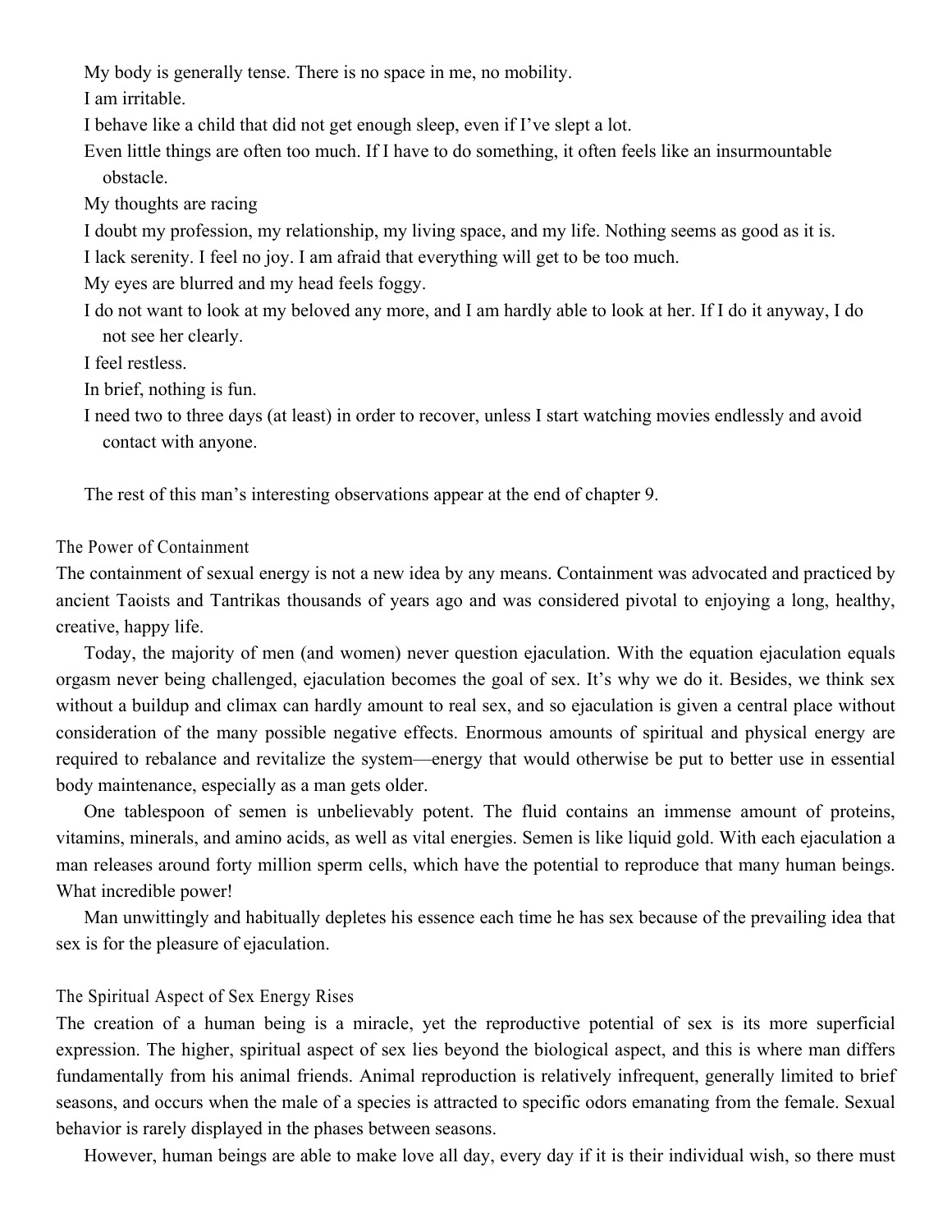My body is generally tense. There is no space in me, no mobility.

I am irritable.

I behave like a child that did not get enough sleep, even if I've slept a lot.

Even little things are often too much. If I have to do something, it often feels like an insurmountable obstacle.

My thoughts are racing

I doubt my profession, my relationship, my living space, and my life. Nothing seems as good as it is.

I lack serenity. I feel no joy. I am afraid that everything will get to be too much.

My eyes are blurred and my head feels foggy.

I do not want to look at my beloved any more, and I am hardly able to look at her. If I do it anyway, I do not see her clearly.

I feel restless.

In brief, nothing is fun.

I need two to three days (at least) in order to recover, unless I start watching movies endlessly and avoid contact with anyone.

The rest of this man's interesting observations appear at the end of chapter 9.

### The Power of Containment

The containment of sexual energy is not a new idea by any means. Containment was advocated and practiced by ancient Taoists and Tantrikas thousands of years ago and was considered pivotal to enjoying a long, healthy, creative, happy life.

Today, the majority of men (and women) never question ejaculation. With the equation ejaculation equals orgasm never being challenged, ejaculation becomes the goal of sex. It's why we do it. Besides, we think sex without a buildup and climax can hardly amount to real sex, and so ejaculation is given a central place without consideration of the many possible negative effects. Enormous amounts of spiritual and physical energy are required to rebalance and revitalize the system—energy that would otherwise be put to better use in essential body maintenance, especially as a man gets older.

One tablespoon of semen is unbelievably potent. The fluid contains an immense amount of proteins, vitamins, minerals, and amino acids, as well as vital energies. Semen is like liquid gold. With each ejaculation a man releases around forty million sperm cells, which have the potential to reproduce that many human beings. What incredible power!

Man unwittingly and habitually depletes his essence each time he has sex because of the prevailing idea that sex is for the pleasure of ejaculation.

### The Spiritual Aspect of Sex Energy Rises

The creation of a human being is a miracle, yet the reproductive potential of sex is its more superficial expression. The higher, spiritual aspect of sex lies beyond the biological aspect, and this is where man differs fundamentally from his animal friends. Animal reproduction is relatively infrequent, generally limited to brief seasons, and occurs when the male of a species is attracted to specific odors emanating from the female. Sexual behavior is rarely displayed in the phases between seasons.

However, human beings are able to make love all day, every day if it is their individual wish, so there must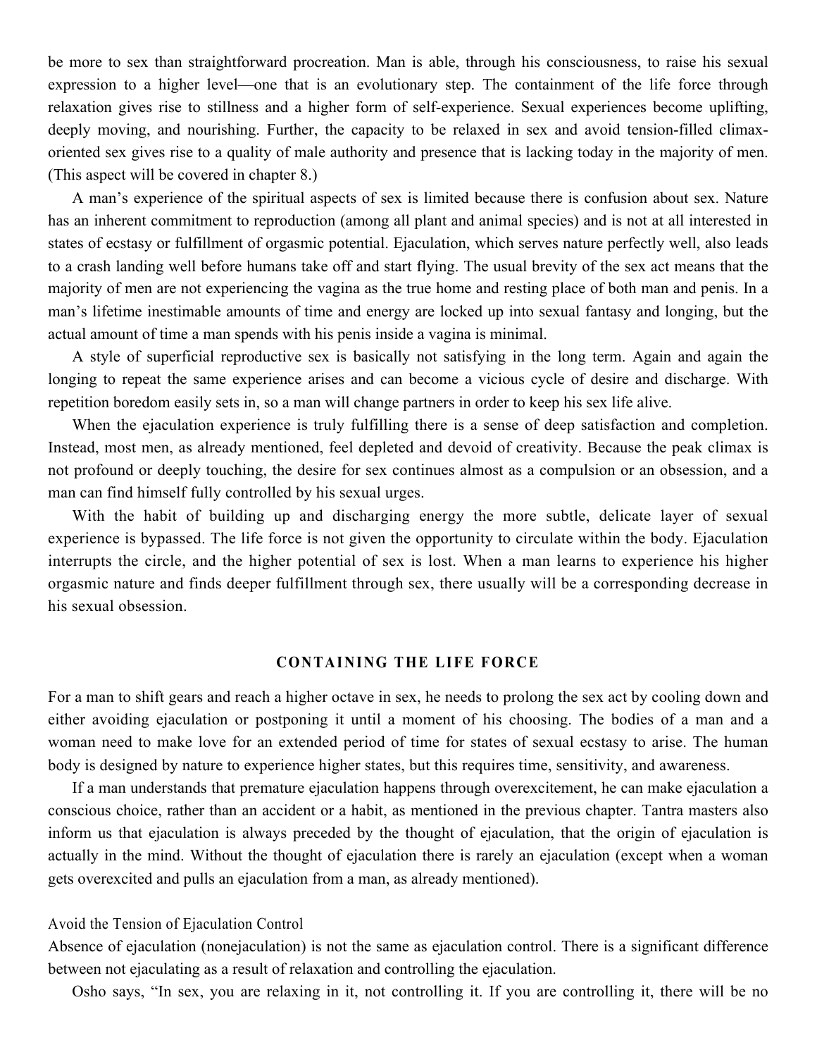be more to sex than straightforward procreation. Man is able, through his consciousness, to raise his sexual expression to a higher level—one that is an evolutionary step. The containment of the life force through relaxation gives rise to stillness and a higher form of self-experience. Sexual experiences become uplifting, deeply moving, and nourishing. Further, the capacity to be relaxed in sex and avoid tension-filled climax-oriented sex gives rise to a quality of male authority and presence that is lacking today in the majority of men. (This aspect will be covered in chapter 8.)

A man's experience of the spiritual aspects of sex is limited because there is confusion about sex. Nature has an inherent commitment to reproduction (among all plant and animal species) and is not at all interested in states of ecstasy or fulfillment of orgasmic potential. Ejaculation, which serves nature perfectly well, also leads to a crash landing well before humans take off and start flying. The usual brevity of the sex act means that the majority of men are not experiencing the vagina as the true home and resting place of both man and penis. In a man's lifetime inestimable amounts of time and energy are locked up into sexual fantasy and longing, but the actual amount of time a man spends with his penis inside a vagina is minimal.

A style of superficial reproductive sex is basically not satisfying in the long term. Again and again the longing to repeat the same experience arises and can become a vicious cycle of desire and discharge. With repetition boredom easily sets in, so a man will change partners in order to keep his sex life alive.

When the ejaculation experience is truly fulfilling there is a sense of deep satisfaction and completion. Instead, most men, as already mentioned, feel depleted and devoid of creativity. Because the peak climax is not profound or deeply touching, the desire for sex continues almost as a compulsion or an obsession, and a man can find himself fully controlled by his sexual urges.

With the habit of building up and discharging energy the more subtle, delicate layer of sexual experience is bypassed. The life force is not given the opportunity to circulate within the body. Ejaculation interrupts the circle, and the higher potential of sex is lost. When a man learns to experience his higher orgasmic nature and finds deeper fulfillment through sex, there usually will be a corresponding decrease in his sexual obsession.

## CONTAINING THE LIFE FORCE

For a man to shift gears and reach a higher octave in sex, he needs to prolong the sex act by cooling down and either avoiding ejaculation or postponing it until a moment of his choosing. The bodies of a man and a woman need to make love for an extended period of time for states of sexual ecstasy to arise. The human body is designed by nature to experience higher states, but this requires time, sensitivity, and awareness.

If a man understands that premature ejaculation happens through overexcitement, he can make ejaculation a conscious choice, rather than an accident or a habit, as mentioned in the previous chapter. Tantra masters also inform us that ejaculation is always preceded by the thought of ejaculation, that the origin of ejaculation is actually in the mind. Without the thought of ejaculation there is rarely an ejaculation (except when a woman gets overexcited and pulls an ejaculation from a man, as already mentioned).

### Avoid the Tension of Ejaculation Control

Absence of ejaculation (nonejaculation) is not the same as ejaculation control. There is a significant difference between not ejaculating as a result of relaxation and controlling the ejaculation.

Osho says, "In sex, you are relaxing in it, not controlling it. If you are controlling it, there will be no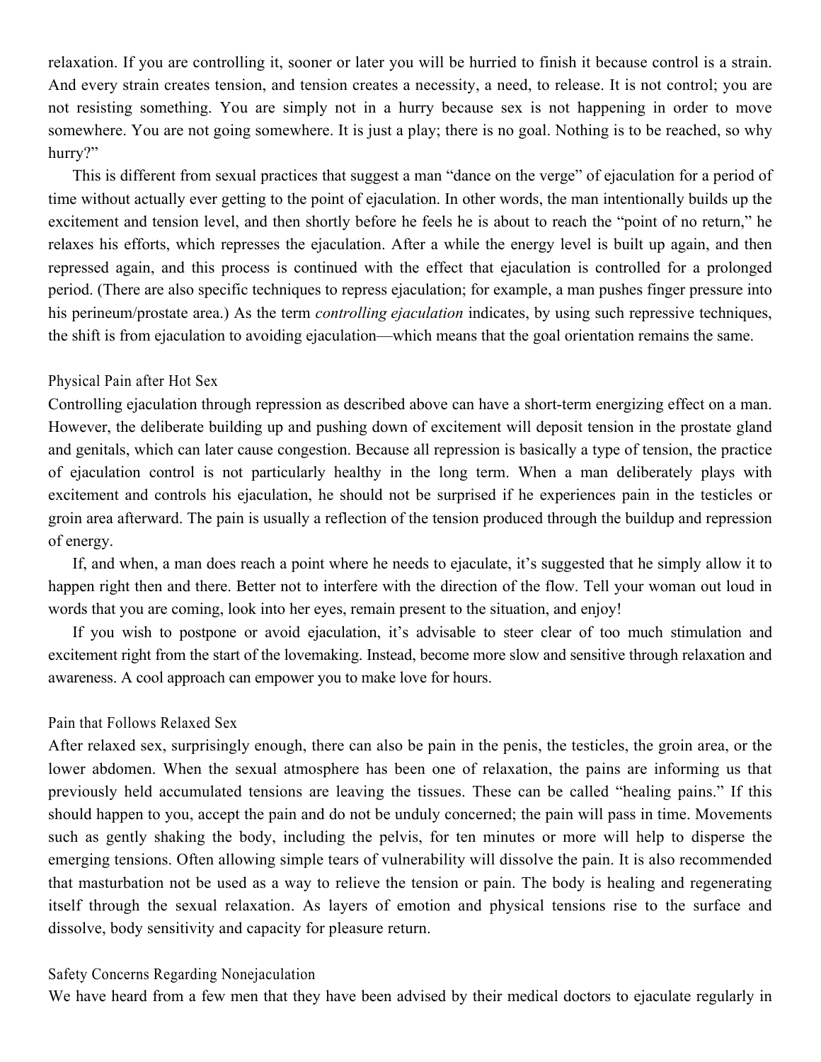relaxation. If you are controlling it, sooner or later you will be hurried to finish it because control is a strain. And every strain creates tension, and tension creates a necessity, a need, to release. It is not control; you are not resisting something. You are simply not in a hurry because sex is not happening in order to move somewhere. You are not going somewhere. It is just a play; there is no goal. Nothing is to be reached, so why hurry?"

This is different from sexual practices that suggest a man "dance on the verge" of ejaculation for a period of time without actually ever getting to the point of ejaculation. In other words, the man intentionally builds up the excitement and tension level, and then shortly before he feels he is about to reach the "point of no return," he relaxes his efforts, which represses the ejaculation. After a while the energy level is built up again, and then repressed again, and this process is continued with the effect that ejaculation is controlled for a prolonged period. (There are also specific techniques to repress ejaculation; for example, a man pushes finger pressure into his perineum/prostate area.) As the term *controlling ejaculation* indicates, by using such repressive techniques, the shift is from ejaculation to avoiding ejaculation—which means that the goal orientation remains the same.

### Physical Pain after Hot Sex

Controlling ejaculation through repression as described above can have a short-term energizing effect on a man. However, the deliberate building up and pushing down of excitement will deposit tension in the prostate gland and genitals, which can later cause congestion. Because all repression is basically a type of tension, the practice of ejaculation control is not particularly healthy in the long term. When a man deliberately plays with excitement and controls his ejaculation, he should not be surprised if he experiences pain in the testicles or groin area afterward. The pain is usually a reflection of the tension produced through the buildup and repression of energy.

If, and when, a man does reach a point where he needs to ejaculate, it's suggested that he simply allow it to happen right then and there. Better not to interfere with the direction of the flow. Tell your woman out loud in words that you are coming, look into her eyes, remain present to the situation, and enjoy!

If you wish to postpone or avoid ejaculation, it's advisable to steer clear of too much stimulation and excitement right from the start of the lovemaking. Instead, become more slow and sensitive through relaxation and awareness. A cool approach can empower you to make love for hours.

### Pain that Follows Relaxed Sex

After relaxed sex, surprisingly enough, there can also be pain in the penis, the testicles, the groin area, or the lower abdomen. When the sexual atmosphere has been one of relaxation, the pains are informing us that previously held accumulated tensions are leaving the tissues. These can be called "healing pains." If this should happen to you, accept the pain and do not be unduly concerned; the pain will pass in time. Movements such as gently shaking the body, including the pelvis, for ten minutes or more will help to disperse the emerging tensions. Often allowing simple tears of vulnerability will dissolve the pain. It is also recommended that masturbation not be used as a way to relieve the tension or pain. The body is healing and regenerating itself through the sexual relaxation. As layers of emotion and physical tensions rise to the surface and dissolve, body sensitivity and capacity for pleasure return.

### Safety Concerns Regarding Nonejaculation

We have heard from a few men that they have been advised by their medical doctors to ejaculate regularly in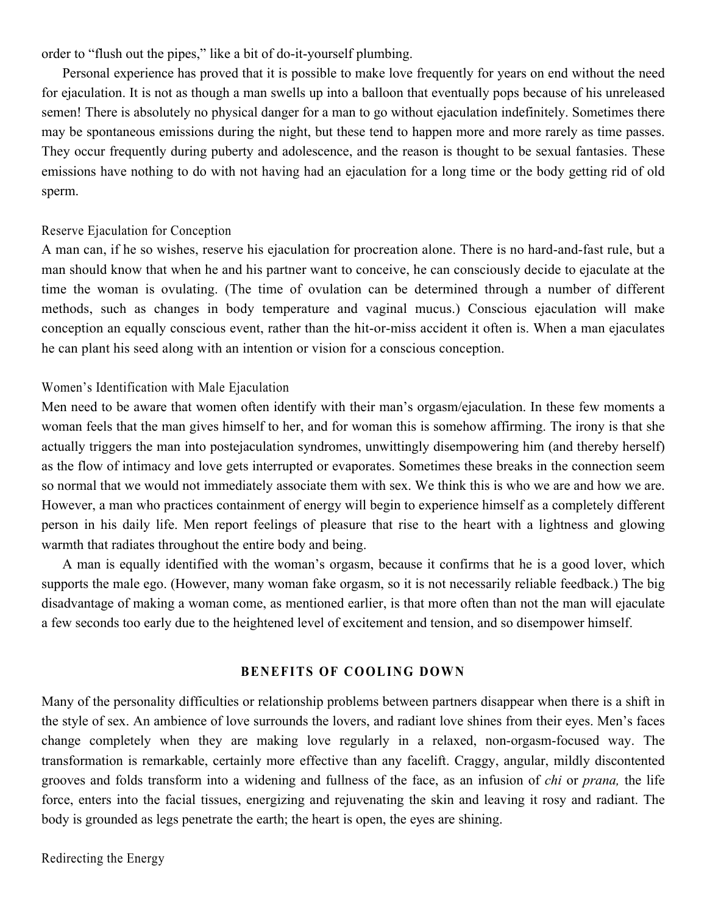order to "flush out the pipes," like a bit of do-it-yourself plumbing.

Personal experience has proved that it is possible to make love frequently for years on end without the need for ejaculation. It is not as though a man swells up into a balloon that eventually pops because of his unreleased semen! There is absolutely no physical danger for a man to go without ejaculation indefinitely. Sometimes there may be spontaneous emissions during the night, but these tend to happen more and more rarely as time passes. They occur frequently during puberty and adolescence, and the reason is thought to be sexual fantasies. These emissions have nothing to do with not having had an ejaculation for a long time or the body getting rid of old sperm.

### Reserve Ejaculation for Conception

A man can, if he so wishes, reserve his ejaculation for procreation alone. There is no hard-and-fast rule, but a man should know that when he and his partner want to conceive, he can consciously decide to ejaculate at the time the woman is ovulating. (The time of ovulation can be determined through a number of different methods, such as changes in body temperature and vaginal mucus.) Conscious ejaculation will make conception an equally conscious event, rather than the hit-or-miss accident it often is. When a man ejaculates he can plant his seed along with an intention or vision for a conscious conception.

### Women's Identification with Male Ejaculation

Men need to be aware that women often identify with their man's orgasm/ejaculation. In these few moments a woman feels that the man gives himself to her, and for woman this is somehow affirming. The irony is that she actually triggers the man into postejaculation syndromes, unwittingly disempowering him (and thereby herself) as the flow of intimacy and love gets interrupted or evaporates. Sometimes these breaks in the connection seem so normal that we would not immediately associate them with sex. We think this is who we are and how we are. However, a man who practices containment of energy will begin to experience himself as a completely different person in his daily life. Men report feelings of pleasure that rise to the heart with a lightness and glowing warmth that radiates throughout the entire body and being.

A man is equally identified with the woman's orgasm, because it confirms that he is a good lover, which supports the male ego. (However, many woman fake orgasm, so it is not necessarily reliable feedback.) The big disadvantage of making a woman come, as mentioned earlier, is that more often than not the man will ejaculate a few seconds too early due to the heightened level of excitement and tension, and so disempower himself.

## BENEFITS OF COOLING DOWN

Many of the personality difficulties or relationship problems between partners disappear when there is a shift in the style of sex. An ambience of love surrounds the lovers, and radiant love shines from their eyes. Men's faces change completely when they are making love regularly in a relaxed, non-orgasm-focused way. The transformation is remarkable, certainly more effective than any facelift. Craggy, angular, mildly discontented grooves and folds transform into a widening and fullness of the face, as an infusion of *chi* or *prana,* the life force, enters into the facial tissues, energizing and rejuvenating the skin and leaving it rosy and radiant. The body is grounded as legs penetrate the earth; the heart is open, the eyes are shining.

### Redirecting the Energy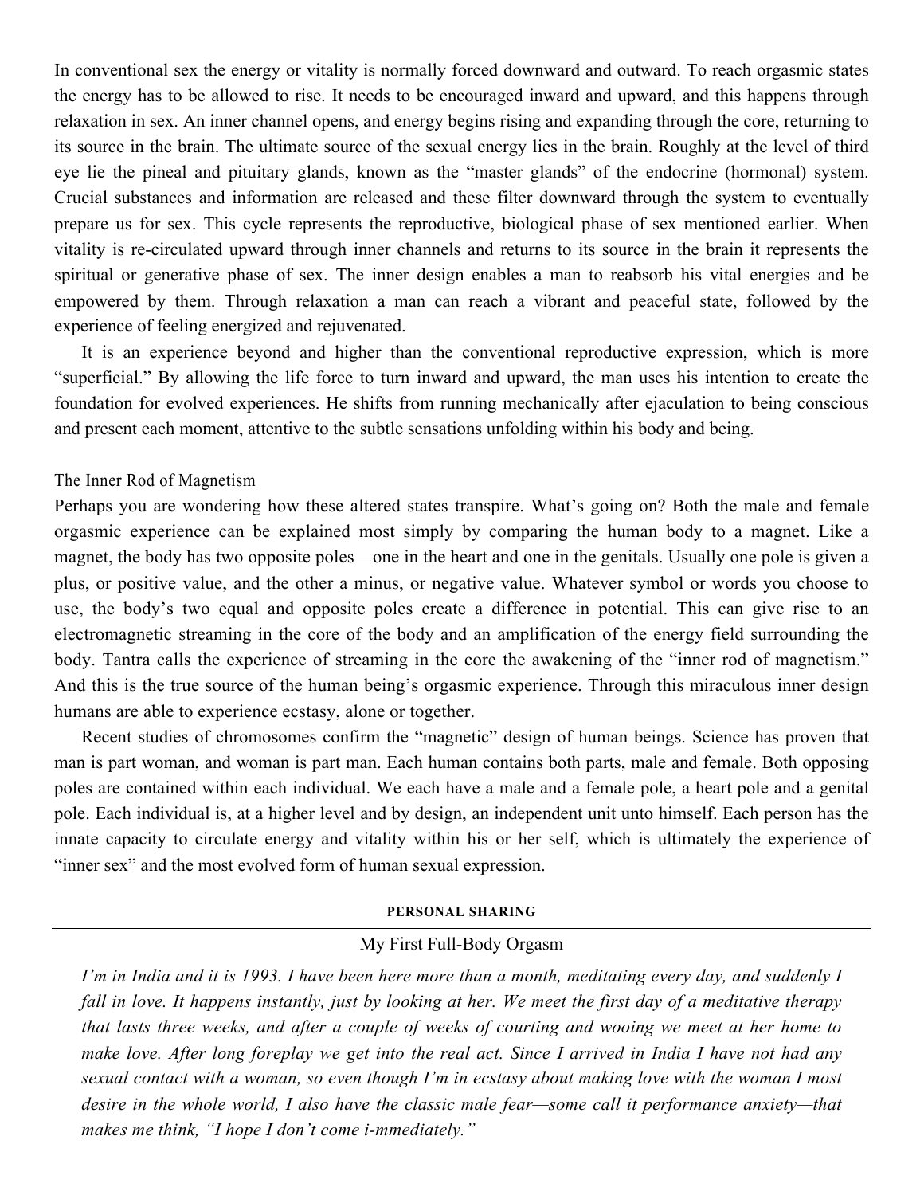In conventional sex the energy or vitality is normally forced downward and outward. To reach orgasmic states the energy has to be allowed to rise. It needs to be encouraged inward and upward, and this happens through relaxation in sex. An inner channel opens, and energy begins rising and expanding through the core, returning to its source in the brain. The ultimate source of the sexual energy lies in the brain. Roughly at the level of third eye lie the pineal and pituitary glands, known as the "master glands" of the endocrine (hormonal) system. Crucial substances and information are released and these filter downward through the system to eventually prepare us for sex. This cycle represents the reproductive, biological phase of sex mentioned earlier. When vitality is re-circulated upward through inner channels and returns to its source in the brain it represents the spiritual or generative phase of sex. The inner design enables a man to reabsorb his vital energies and be empowered by them. Through relaxation a man can reach a vibrant and peaceful state, followed by the experience of feeling energized and rejuvenated.

It is an experience beyond and higher than the conventional reproductive expression, which is more "superficial." By allowing the life force to turn inward and upward, the man uses his intention to create the foundation for evolved experiences. He shifts from running mechanically after ejaculation to being conscious and present each moment, attentive to the subtle sensations unfolding within his body and being.

### The Inner Rod of Magnetism

Perhaps you are wondering how these altered states transpire. What's going on? Both the male and female orgasmic experience can be explained most simply by comparing the human body to a magnet. Like a magnet, the body has two opposite poles—one in the heart and one in the genitals. Usually one pole is given a plus, or positive value, and the other a minus, or negative value. Whatever symbol or words you choose to use, the body's two equal and opposite poles create a difference in potential. This can give rise to an electromagnetic streaming in the core of the body and an amplification of the energy field surrounding the body. Tantra calls the experience of streaming in the core the awakening of the "inner rod of magnetism." And this is the true source of the human being's orgasmic experience. Through this miraculous inner design humans are able to experience ecstasy, alone or together.

Recent studies of chromosomes confirm the "magnetic" design of human beings. Science has proven that man is part woman, and woman is part man. Each human contains both parts, male and female. Both opposing poles are contained within each individual. We each have a male and a female pole, a heart pole and a genital pole. Each individual is, at a higher level and by design, an independent unit unto himself. Each person has the innate capacity to circulate energy and vitality within his or her self, which is ultimately the experience of "inner sex" and the most evolved form of human sexual expression.

**PERSONAL SHARING**

---

My First Full-Body Orgasm

*I'm in India and it is 1993. I have been here more than a month, meditating every day, and suddenly I fall in love. It happens instantly, just by looking at her. We meet the first day of a meditative therapy that lasts three weeks, and after a couple of weeks of courting and wooing we meet at her home to make love. After long foreplay we get into the real act. Since I arrived in India I have not had any sexual contact with a woman, so even though I'm in ecstasy about making love with the woman I most desire in the whole world, I also have the classic male fear—some call it performance anxiety—that makes me think, "I hope I don't come i-mmediately."*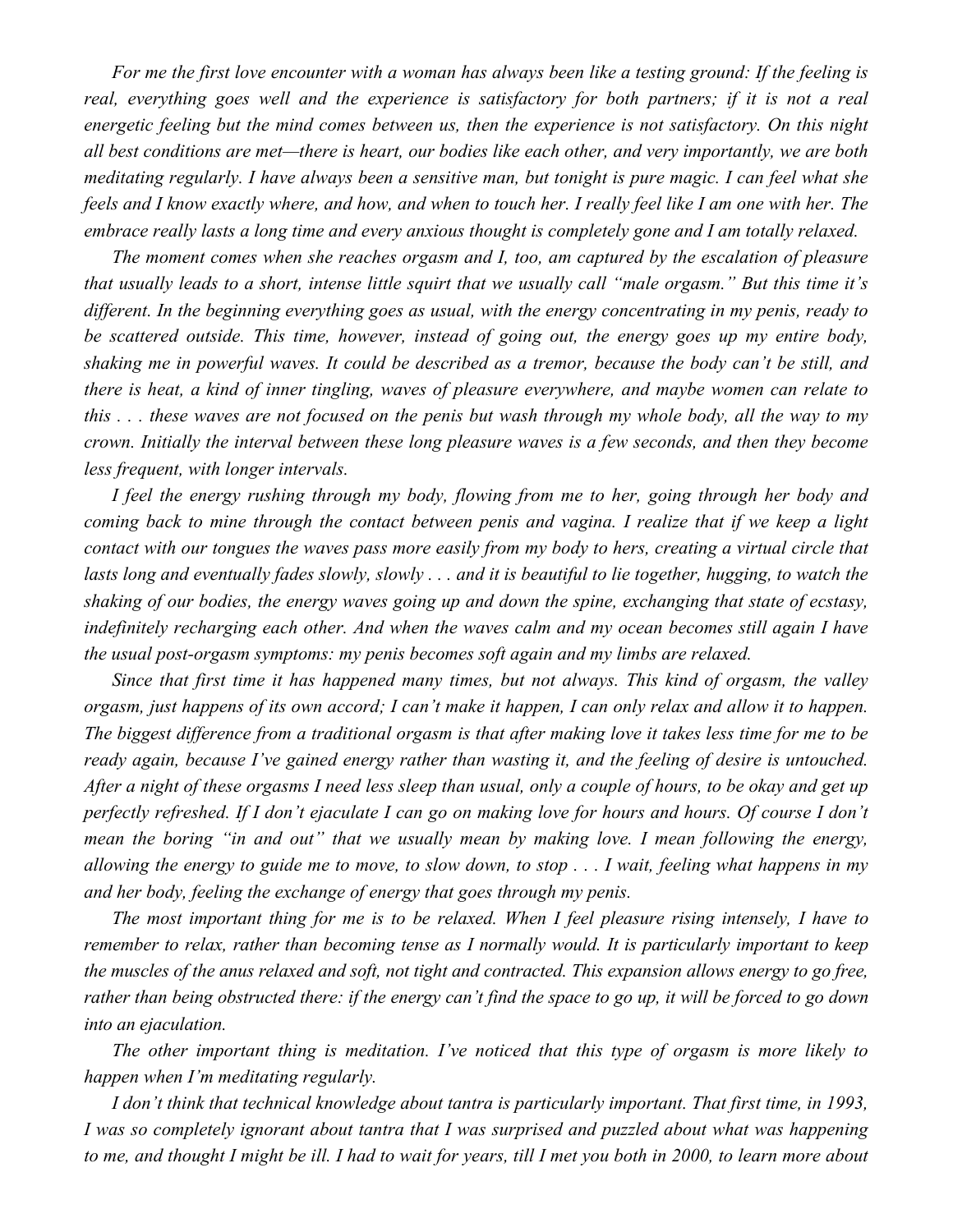*For me the first love encounter with a woman has always been like a testing ground: If the feeling is real, everything goes well and the experience is satisfactory for both partners; if it is not a real energetic feeling but the mind comes between us, then the experience is not satisfactory. On this night all best conditions are met—there is heart, our bodies like each other, and very importantly, we are both meditating regularly. I have always been a sensitive man, but tonight is pure magic. I can feel what she feels and I know exactly where, and how, and when to touch her. I really feel like I am one with her. The embrace really lasts a long time and every anxious thought is completely gone and I am totally relaxed.*

*The moment comes when she reaches orgasm and I, too, am captured by the escalation of pleasure that usually leads to a short, intense little squirt that we usually call "male orgasm." But this time it's different. In the beginning everything goes as usual, with the energy concentrating in my penis, ready to be scattered outside. This time, however, instead of going out, the energy goes up my entire body, shaking me in powerful waves. It could be described as a tremor, because the body can't be still, and there is heat, a kind of inner tingling, waves of pleasure everywhere, and maybe women can relate to this . . . these waves are not focused on the penis but wash through my whole body, all the way to my crown. Initially the interval between these long pleasure waves is a few seconds, and then they become less frequent, with longer intervals.*

*I feel the energy rushing through my body, flowing from me to her, going through her body and coming back to mine through the contact between penis and vagina. I realize that if we keep a light contact with our tongues the waves pass more easily from my body to hers, creating a virtual circle that lasts long and eventually fades slowly, slowly . . . and it is beautiful to lie together, hugging, to watch the shaking of our bodies, the energy waves going up and down the spine, exchanging that state of ecstasy, indefinitely recharging each other. And when the waves calm and my ocean becomes still again I have the usual post-orgasm symptoms: my penis becomes soft again and my limbs are relaxed.*

*Since that first time it has happened many times, but not always. This kind of orgasm, the valley orgasm, just happens of its own accord; I can't make it happen, I can only relax and allow it to happen. The biggest difference from a traditional orgasm is that after making love it takes less time for me to be ready again, because I've gained energy rather than wasting it, and the feeling of desire is untouched. After a night of these orgasms I need less sleep than usual, only a couple of hours, to be okay and get up perfectly refreshed. If I don't ejaculate I can go on making love for hours and hours. Of course I don't mean the boring "in and out" that we usually mean by making love. I mean following the energy, allowing the energy to guide me to move, to slow down, to stop . . . I wait, feeling what happens in my and her body, feeling the exchange of energy that goes through my penis.*

*The most important thing for me is to be relaxed. When I feel pleasure rising intensely, I have to remember to relax, rather than becoming tense as I normally would. It is particularly important to keep the muscles of the anus relaxed and soft, not tight and contracted. This expansion allows energy to go free, rather than being obstructed there: if the energy can't find the space to go up, it will be forced to go down into an ejaculation.*

*The other important thing is meditation. I've noticed that this type of orgasm is more likely to happen when I'm meditating regularly.*

*I don't think that technical knowledge about tantra is particularly important. That first time, in 1993, I was so completely ignorant about tantra that I was surprised and puzzled about what was happening to me, and thought I might be ill. I had to wait for years, till I met you both in 2000, to learn more about*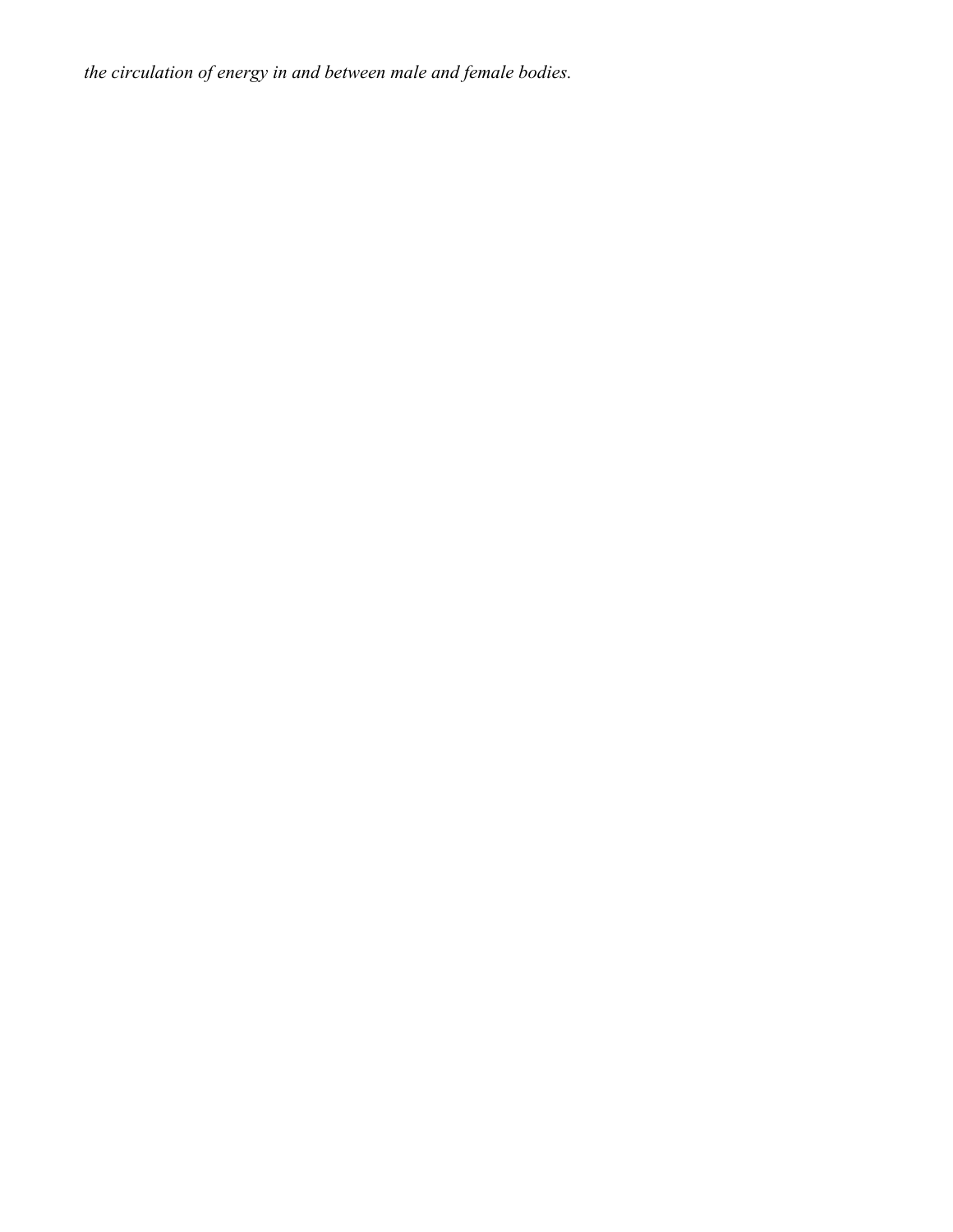*the circulation of energy in and between male and female bodies.*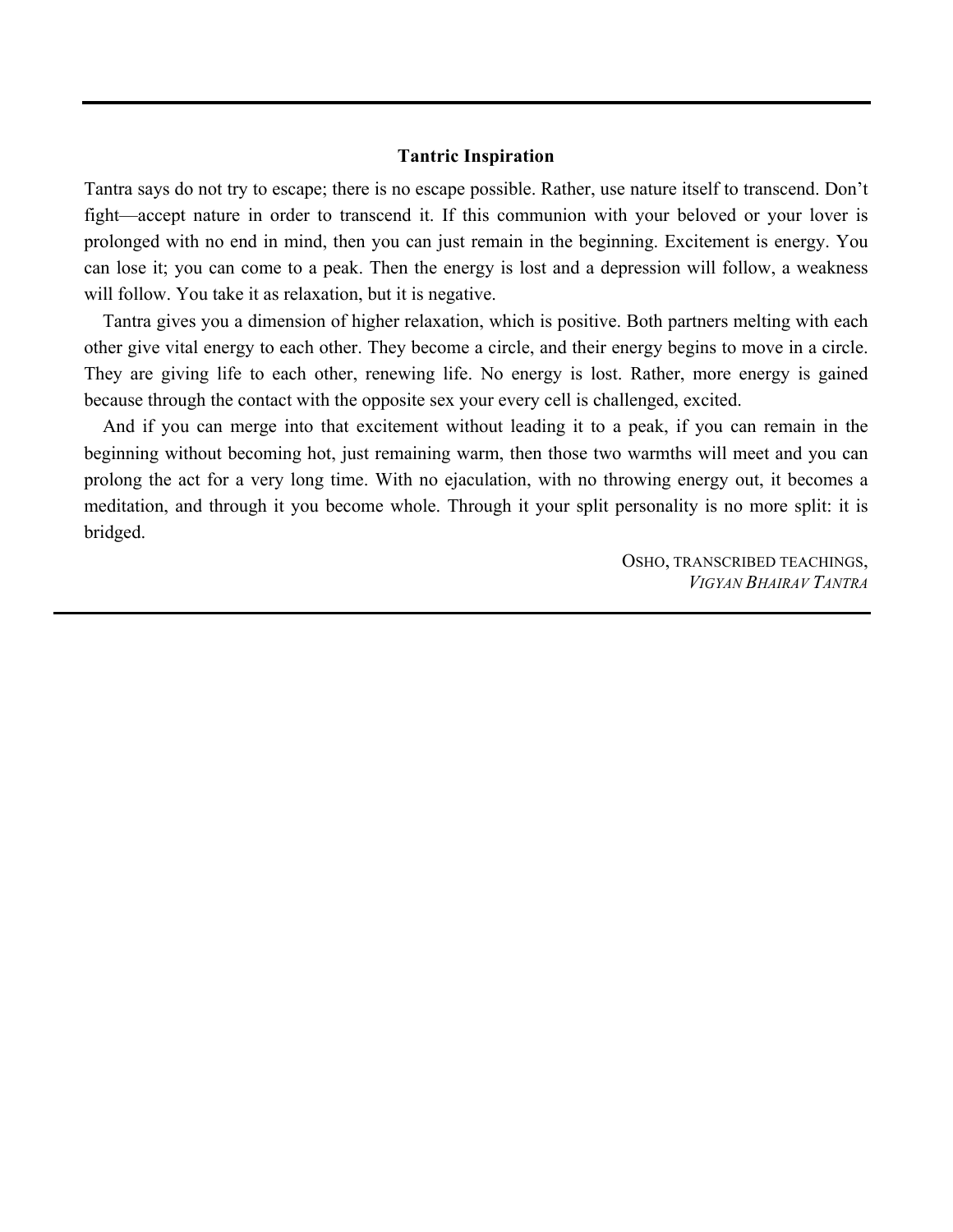**Tantric Inspiration**

Tantra says do not try to escape; there is no escape possible. Rather, use nature itself to transcend. Don't fight—accept nature in order to transcend it. If this communion with your beloved or your lover is prolonged with no end in mind, then you can just remain in the beginning. Excitement is energy. You can lose it; you can come to a peak. Then the energy is lost and a depression will follow, a weakness will follow. You take it as relaxation, but it is negative.

Tantra gives you a dimension of higher relaxation, which is positive. Both partners melting with each other give vital energy to each other. They become a circle, and their energy begins to move in a circle. They are giving life to each other, renewing life. No energy is lost. Rather, more energy is gained because through the contact with the opposite sex your every cell is challenged, excited.

And if you can merge into that excitement without leading it to a peak, if you can remain in the beginning without becoming hot, just remaining warm, then those two warmths will meet and you can prolong the act for a very long time. With no ejaculation, with no throwing energy out, it becomes a meditation, and through it you become whole. Through it your split personality is no more split: it is bridged.

OSHO, TRANSCRIBED TEACHINGS,
*VIGYAN BHAIRAV TANTRA*